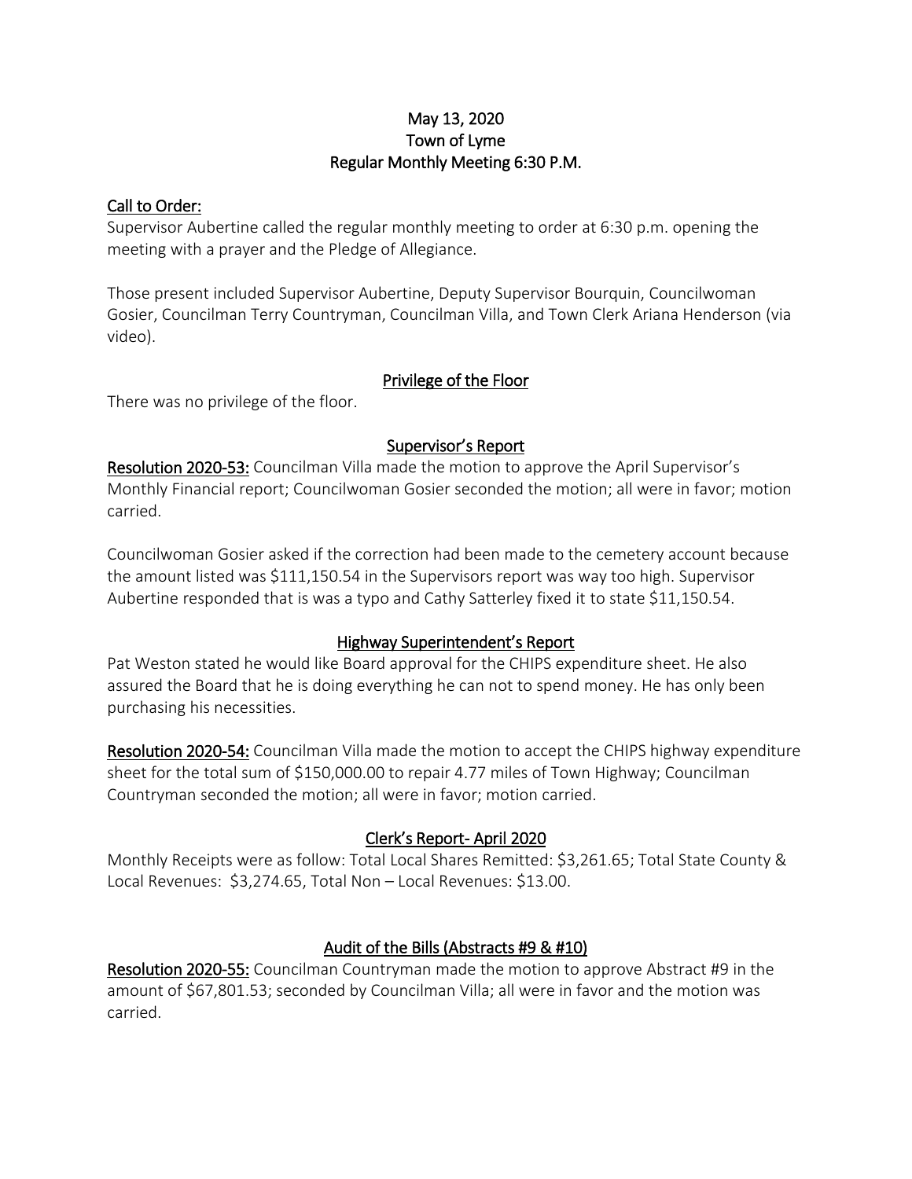# May 13, 2020
# Town of Lyme
# Regular Monthly Meeting 6:30 P.M.

## Call to Order:

Supervisor Aubertine called the regular monthly meeting to order at 6:30 p.m. opening the meeting with a prayer and the Pledge of Allegiance.

Those present included Supervisor Aubertine, Deputy Supervisor Bourquin, Councilwoman Gosier, Councilman Terry Countryman, Councilman Villa, and Town Clerk Ariana Henderson (via video).

## Privilege of the Floor

There was no privilege of the floor.

## Supervisor's Report

**Resolution 2020-53:** Councilman Villa made the motion to approve the April Supervisor's Monthly Financial report; Councilwoman Gosier seconded the motion; all were in favor; motion carried.

Councilwoman Gosier asked if the correction had been made to the cemetery account because the amount listed was $111,150.54 in the Supervisors report was way too high. Supervisor Aubertine responded that is was a typo and Cathy Satterley fixed it to state $11,150.54.

## Highway Superintendent's Report

Pat Weston stated he would like Board approval for the CHIPS expenditure sheet. He also assured the Board that he is doing everything he can not to spend money. He has only been purchasing his necessities.

**Resolution 2020-54:** Councilman Villa made the motion to accept the CHIPS highway expenditure sheet for the total sum of $150,000.00 to repair 4.77 miles of Town Highway; Councilman Countryman seconded the motion; all were in favor; motion carried.

## Clerk's Report- April 2020

Monthly Receipts were as follow: Total Local Shares Remitted: $3,261.65; Total State County & Local Revenues: $3,274.65, Total Non – Local Revenues: $13.00.

## Audit of the Bills (Abstracts #9 & #10)

**Resolution 2020-55:** Councilman Countryman made the motion to approve Abstract #9 in the amount of $67,801.53; seconded by Councilman Villa; all were in favor and the motion was carried.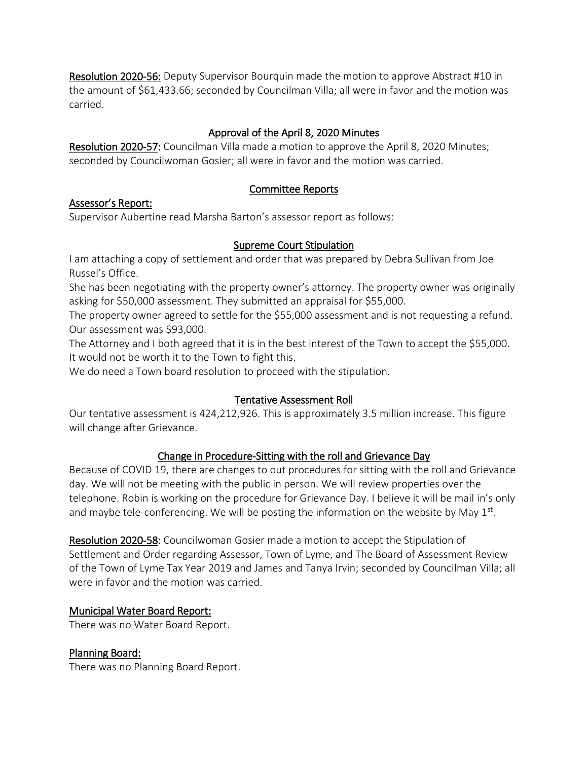**Resolution 2020-56:** Deputy Supervisor Bourquin made the motion to approve Abstract #10 in the amount of $61,433.66; seconded by Councilman Villa; all were in favor and the motion was carried.

## Approval of the April 8, 2020 Minutes

**Resolution 2020-57:** Councilman Villa made a motion to approve the April 8, 2020 Minutes; seconded by Councilwoman Gosier; all were in favor and the motion was carried.

## Committee Reports

### Assessor's Report:

Supervisor Aubertine read Marsha Barton's assessor report as follows:

#### Supreme Court Stipulation

I am attaching a copy of settlement and order that was prepared by Debra Sullivan from Joe Russel's Office.

She has been negotiating with the property owner's attorney. The property owner was originally asking for $50,000 assessment. They submitted an appraisal for $55,000.

The property owner agreed to settle for the $55,000 assessment and is not requesting a refund. Our assessment was $93,000.

The Attorney and I both agreed that it is in the best interest of the Town to accept the $55,000. It would not be worth it to the Town to fight this.

We do need a Town board resolution to proceed with the stipulation.

#### Tentative Assessment Roll

Our tentative assessment is 424,212,926. This is approximately 3.5 million increase. This figure will change after Grievance.

#### Change in Procedure-Sitting with the roll and Grievance Day

Because of COVID 19, there are changes to out procedures for sitting with the roll and Grievance day. We will not be meeting with the public in person. We will review properties over the telephone. Robin is working on the procedure for Grievance Day. I believe it will be mail in's only and maybe tele-conferencing. We will be posting the information on the website by May 1st.

**Resolution 2020-58:** Councilwoman Gosier made a motion to accept the Stipulation of Settlement and Order regarding Assessor, Town of Lyme, and The Board of Assessment Review of the Town of Lyme Tax Year 2019 and James and Tanya Irvin; seconded by Councilman Villa; all were in favor and the motion was carried.

### Municipal Water Board Report:

There was no Water Board Report.

### Planning Board:

There was no Planning Board Report.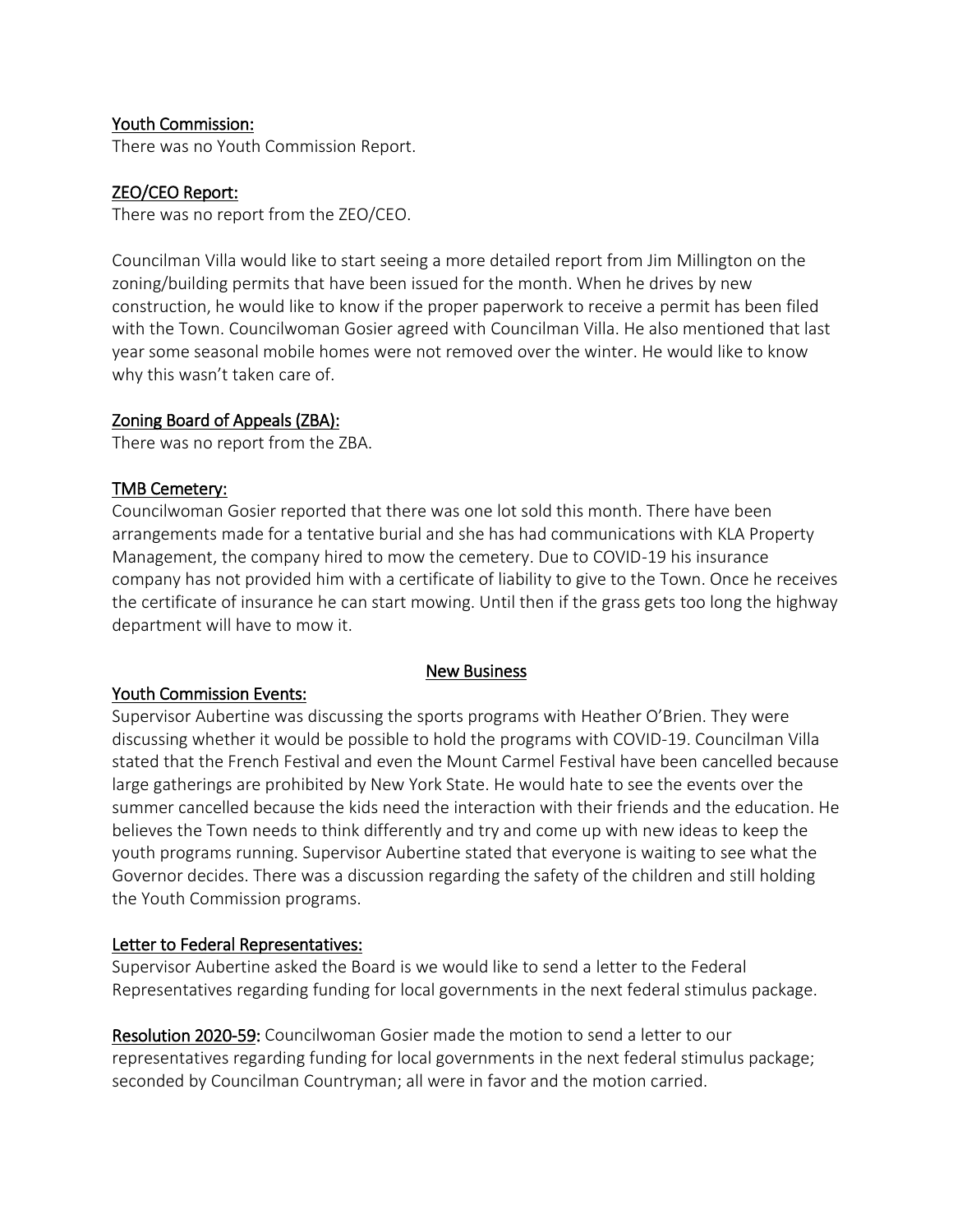## Youth Commission:

There was no Youth Commission Report.

## ZEO/CEO Report:

There was no report from the ZEO/CEO.

Councilman Villa would like to start seeing a more detailed report from Jim Millington on the zoning/building permits that have been issued for the month. When he drives by new construction, he would like to know if the proper paperwork to receive a permit has been filed with the Town. Councilwoman Gosier agreed with Councilman Villa. He also mentioned that last year some seasonal mobile homes were not removed over the winter. He would like to know why this wasn't taken care of.

## Zoning Board of Appeals (ZBA):

There was no report from the ZBA.

## TMB Cemetery:

Councilwoman Gosier reported that there was one lot sold this month. There have been arrangements made for a tentative burial and she has had communications with KLA Property Management, the company hired to mow the cemetery. Due to COVID-19 his insurance company has not provided him with a certificate of liability to give to the Town. Once he receives the certificate of insurance he can start mowing. Until then if the grass gets too long the highway department will have to mow it.

# New Business

## Youth Commission Events:

Supervisor Aubertine was discussing the sports programs with Heather O'Brien. They were discussing whether it would be possible to hold the programs with COVID-19. Councilman Villa stated that the French Festival and even the Mount Carmel Festival have been cancelled because large gatherings are prohibited by New York State. He would hate to see the events over the summer cancelled because the kids need the interaction with their friends and the education. He believes the Town needs to think differently and try and come up with new ideas to keep the youth programs running. Supervisor Aubertine stated that everyone is waiting to see what the Governor decides. There was a discussion regarding the safety of the children and still holding the Youth Commission programs.

## Letter to Federal Representatives:

Supervisor Aubertine asked the Board is we would like to send a letter to the Federal Representatives regarding funding for local governments in the next federal stimulus package.

**Resolution 2020-59:** Councilwoman Gosier made the motion to send a letter to our representatives regarding funding for local governments in the next federal stimulus package; seconded by Councilman Countryman; all were in favor and the motion carried.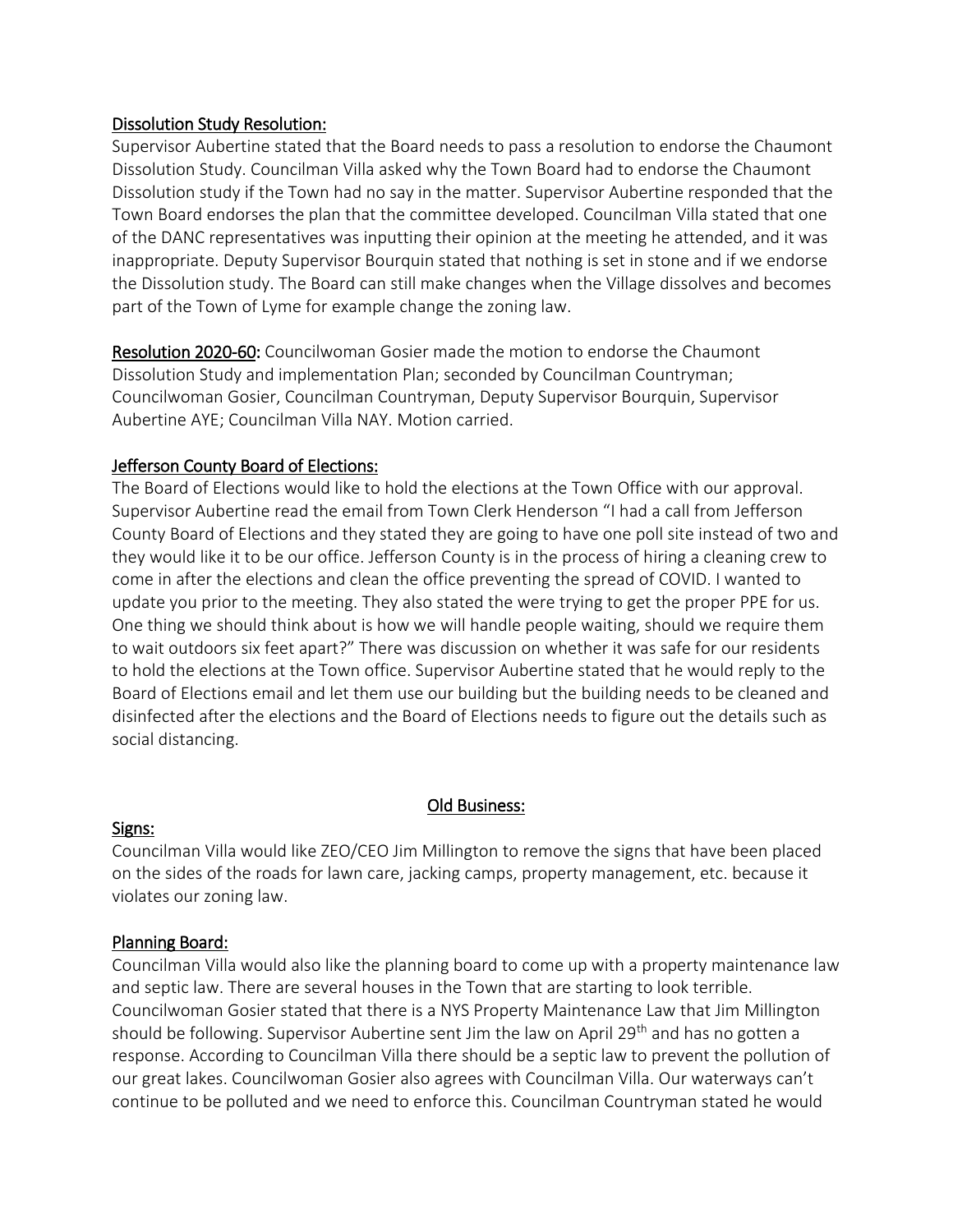Dissolution Study Resolution:

Supervisor Aubertine stated that the Board needs to pass a resolution to endorse the Chaumont Dissolution Study. Councilman Villa asked why the Town Board had to endorse the Chaumont Dissolution study if the Town had no say in the matter. Supervisor Aubertine responded that the Town Board endorses the plan that the committee developed. Councilman Villa stated that one of the DANC representatives was inputting their opinion at the meeting he attended, and it was inappropriate. Deputy Supervisor Bourquin stated that nothing is set in stone and if we endorse the Dissolution study. The Board can still make changes when the Village dissolves and becomes part of the Town of Lyme for example change the zoning law.

**Resolution 2020-60:** Councilwoman Gosier made the motion to endorse the Chaumont Dissolution Study and implementation Plan; seconded by Councilman Countryman; Councilwoman Gosier, Councilman Countryman, Deputy Supervisor Bourquin, Supervisor Aubertine AYE; Councilman Villa NAY. Motion carried.

Jefferson County Board of Elections:

The Board of Elections would like to hold the elections at the Town Office with our approval. Supervisor Aubertine read the email from Town Clerk Henderson "I had a call from Jefferson County Board of Elections and they stated they are going to have one poll site instead of two and they would like it to be our office. Jefferson County is in the process of hiring a cleaning crew to come in after the elections and clean the office preventing the spread of COVID. I wanted to update you prior to the meeting. They also stated the were trying to get the proper PPE for us. One thing we should think about is how we will handle people waiting, should we require them to wait outdoors six feet apart?" There was discussion on whether it was safe for our residents to hold the elections at the Town office. Supervisor Aubertine stated that he would reply to the Board of Elections email and let them use our building but the building needs to be cleaned and disinfected after the elections and the Board of Elections needs to figure out the details such as social distancing.

## Old Business:

Signs:

Councilman Villa would like ZEO/CEO Jim Millington to remove the signs that have been placed on the sides of the roads for lawn care, jacking camps, property management, etc. because it violates our zoning law.

Planning Board:

Councilman Villa would also like the planning board to come up with a property maintenance law and septic law. There are several houses in the Town that are starting to look terrible. Councilwoman Gosier stated that there is a NYS Property Maintenance Law that Jim Millington should be following. Supervisor Aubertine sent Jim the law on April 29th and has no gotten a response. According to Councilman Villa there should be a septic law to prevent the pollution of our great lakes. Councilwoman Gosier also agrees with Councilman Villa. Our waterways can't continue to be polluted and we need to enforce this. Councilman Countryman stated he would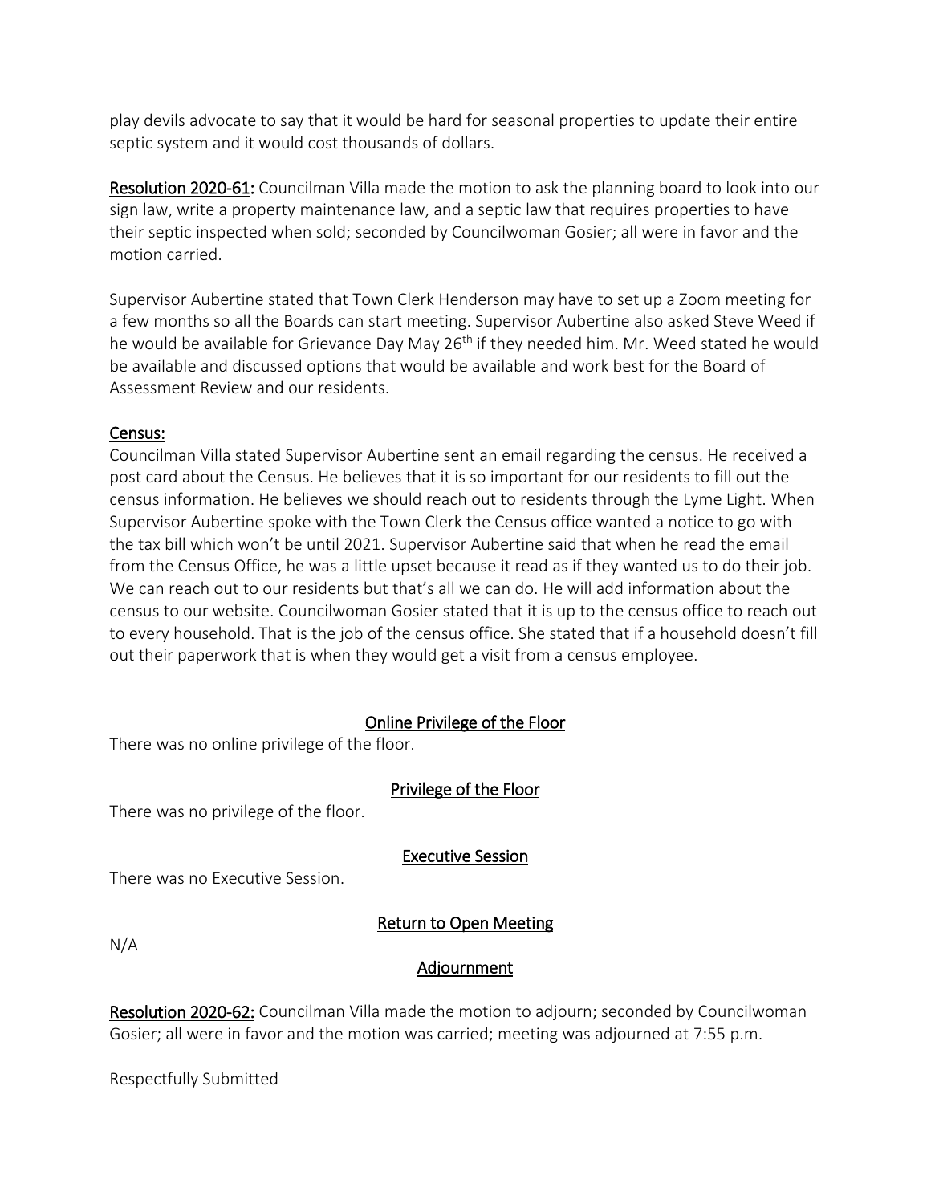play devils advocate to say that it would be hard for seasonal properties to update their entire septic system and it would cost thousands of dollars.

**Resolution 2020-61:** Councilman Villa made the motion to ask the planning board to look into our sign law, write a property maintenance law, and a septic law that requires properties to have their septic inspected when sold; seconded by Councilwoman Gosier; all were in favor and the motion carried.

Supervisor Aubertine stated that Town Clerk Henderson may have to set up a Zoom meeting for a few months so all the Boards can start meeting. Supervisor Aubertine also asked Steve Weed if he would be available for Grievance Day May 26th if they needed him. Mr. Weed stated he would be available and discussed options that would be available and work best for the Board of Assessment Review and our residents.

**Census:**

Councilman Villa stated Supervisor Aubertine sent an email regarding the census. He received a post card about the Census. He believes that it is so important for our residents to fill out the census information. He believes we should reach out to residents through the Lyme Light. When Supervisor Aubertine spoke with the Town Clerk the Census office wanted a notice to go with the tax bill which won't be until 2021. Supervisor Aubertine said that when he read the email from the Census Office, he was a little upset because it read as if they wanted us to do their job. We can reach out to our residents but that's all we can do. He will add information about the census to our website. Councilwoman Gosier stated that it is up to the census office to reach out to every household. That is the job of the census office. She stated that if a household doesn't fill out their paperwork that is when they would get a visit from a census employee.

## Online Privilege of the Floor

There was no online privilege of the floor.

## Privilege of the Floor

There was no privilege of the floor.

## Executive Session

There was no Executive Session.

## Return to Open Meeting

N/A

## Adjournment

**Resolution 2020-62:** Councilman Villa made the motion to adjourn; seconded by Councilwoman Gosier; all were in favor and the motion was carried; meeting was adjourned at 7:55 p.m.

Respectfully Submitted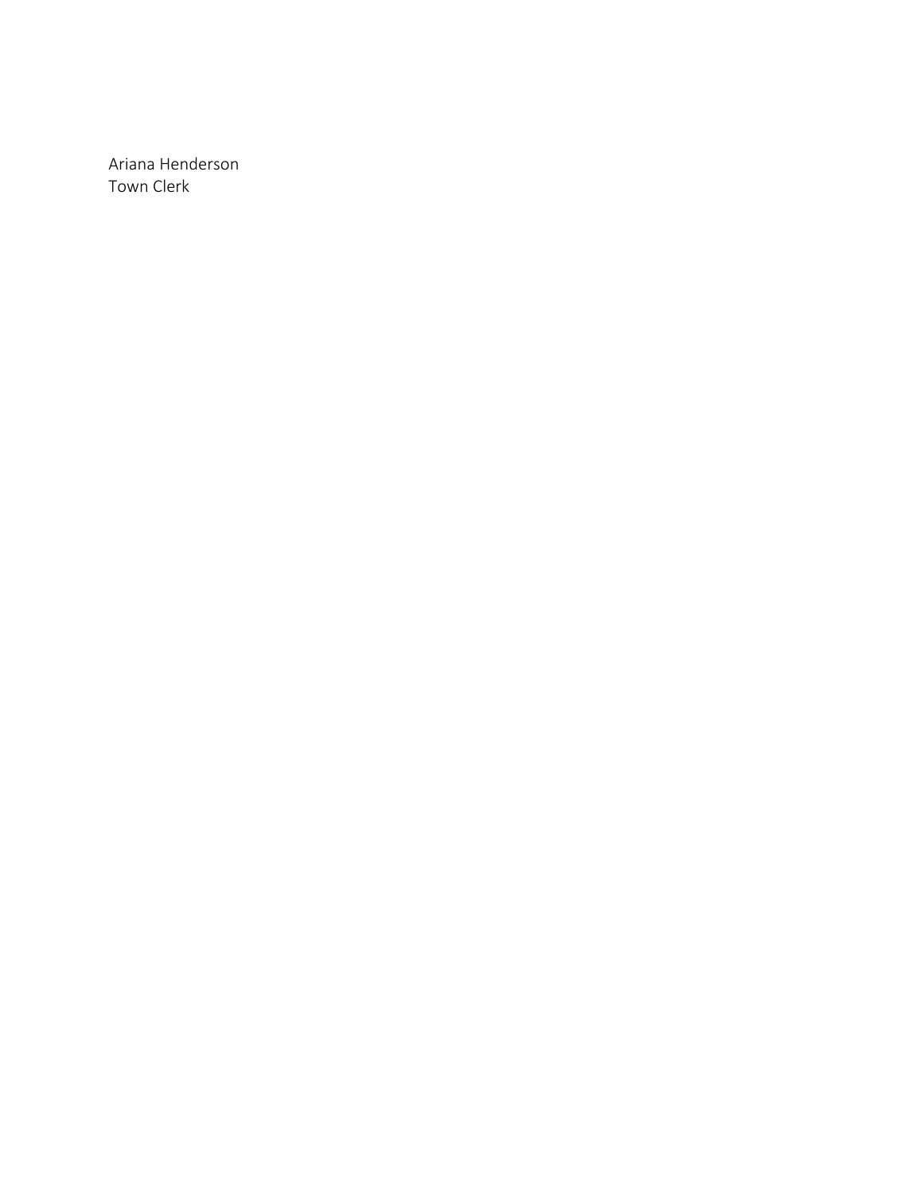Ariana Henderson
Town Clerk